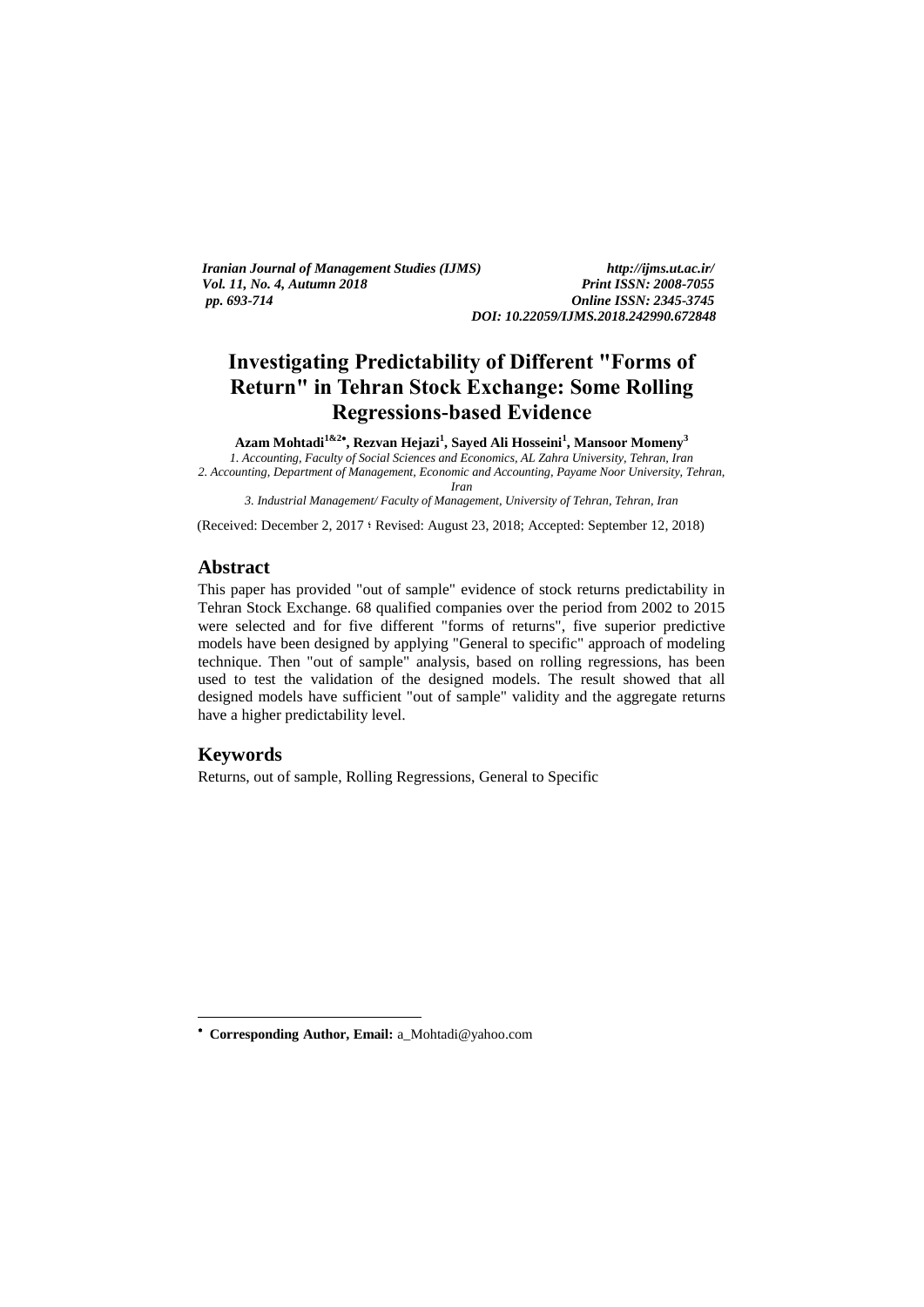*Iranian Journal of Management Studies (IJMS)* *http://ijms.ut.ac.ir/*
*Vol. 11, No. 4, Autumn 2018* *Print ISSN: 2008-7055*
*pp. 693-714* *Online ISSN: 2345-3745*
*DOI: 10.22059/IJMS.2018.242990.672848*

# Investigating Predictability of Different "Forms of Return" in Tehran Stock Exchange: Some Rolling Regressions-based Evidence

**Azam Mohtadi[1&2•], Rezvan Hejazi[1], Sayed Ali Hosseini[1], Mansoor Momeny[3]**

*1. Accounting, Faculty of Social Sciences and Economics, AL Zahra University, Tehran, Iran*
*2. Accounting, Department of Management, Economic and Accounting, Payame Noor University, Tehran, Iran*
*3. Industrial Management/ Faculty of Management, University of Tehran, Tehran, Iran*

(Received: December 2, 2017 ؛ Revised: August 23, 2018; Accepted: September 12, 2018)

## Abstract

This paper has provided "out of sample" evidence of stock returns predictability in Tehran Stock Exchange. 68 qualified companies over the period from 2002 to 2015 were selected and for five different "forms of returns", five superior predictive models have been designed by applying "General to specific" approach of modeling technique. Then "out of sample" analysis, based on rolling regressions, has been used to test the validation of the designed models. The result showed that all designed models have sufficient "out of sample" validity and the aggregate returns have a higher predictability level.

## Keywords

Returns, out of sample, Rolling Regressions, General to Specific

---

• **Corresponding Author, Email:** a_Mohtadi@yahoo.com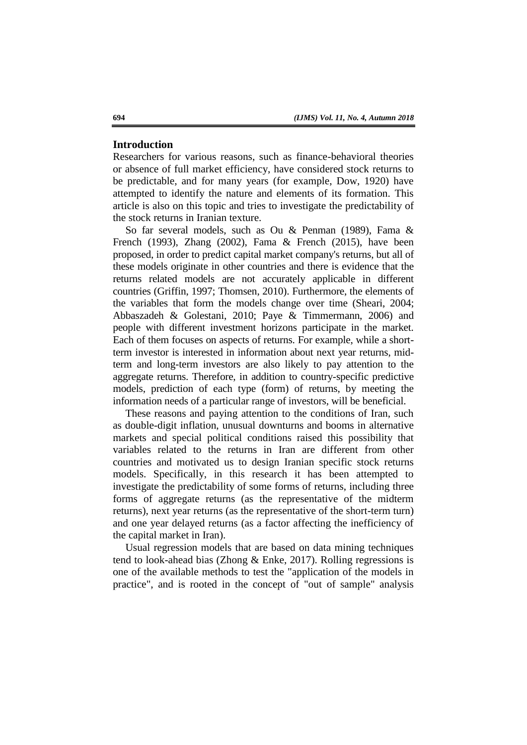## Introduction

Researchers for various reasons, such as finance-behavioral theories or absence of full market efficiency, have considered stock returns to be predictable, and for many years (for example, Dow, 1920) have attempted to identify the nature and elements of its formation. This article is also on this topic and tries to investigate the predictability of the stock returns in Iranian texture.

So far several models, such as Ou & Penman (1989), Fama & French (1993), Zhang (2002), Fama & French (2015), have been proposed, in order to predict capital market company's returns, but all of these models originate in other countries and there is evidence that the returns related models are not accurately applicable in different countries (Griffin, 1997; Thomsen, 2010). Furthermore, the elements of the variables that form the models change over time (Sheari, 2004; Abbaszadeh & Golestani, 2010; Paye & Timmermann, 2006) and people with different investment horizons participate in the market. Each of them focuses on aspects of returns. For example, while a short-term investor is interested in information about next year returns, mid-term and long-term investors are also likely to pay attention to the aggregate returns. Therefore, in addition to country-specific predictive models, prediction of each type (form) of returns, by meeting the information needs of a particular range of investors, will be beneficial.

These reasons and paying attention to the conditions of Iran, such as double-digit inflation, unusual downturns and booms in alternative markets and special political conditions raised this possibility that variables related to the returns in Iran are different from other countries and motivated us to design Iranian specific stock returns models. Specifically, in this research it has been attempted to investigate the predictability of some forms of returns, including three forms of aggregate returns (as the representative of the midterm returns), next year returns (as the representative of the short-term turn) and one year delayed returns (as a factor affecting the inefficiency of the capital market in Iran).

Usual regression models that are based on data mining techniques tend to look-ahead bias (Zhong & Enke, 2017). Rolling regressions is one of the available methods to test the "application of the models in practice", and is rooted in the concept of "out of sample" analysis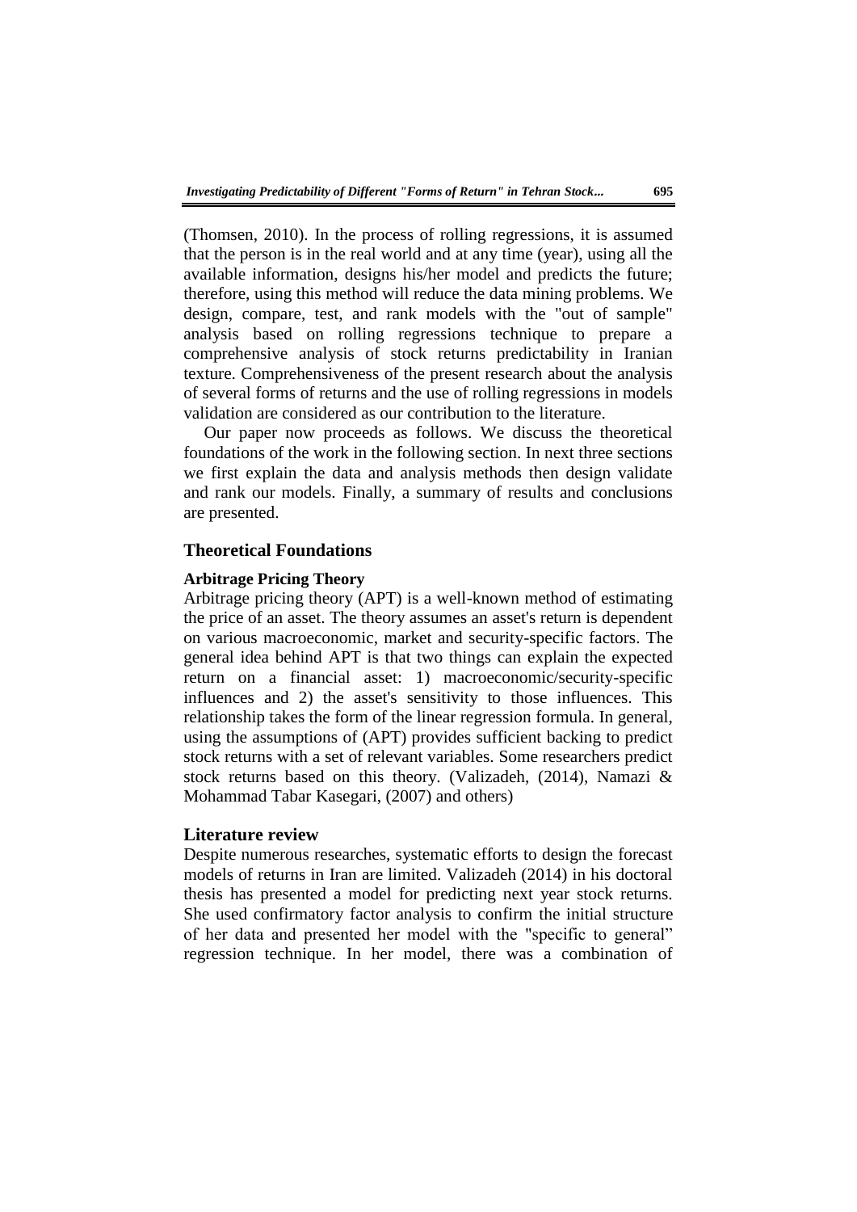(Thomsen, 2010). In the process of rolling regressions, it is assumed that the person is in the real world and at any time (year), using all the available information, designs his/her model and predicts the future; therefore, using this method will reduce the data mining problems. We design, compare, test, and rank models with the "out of sample" analysis based on rolling regressions technique to prepare a comprehensive analysis of stock returns predictability in Iranian texture. Comprehensiveness of the present research about the analysis of several forms of returns and the use of rolling regressions in models validation are considered as our contribution to the literature.

Our paper now proceeds as follows. We discuss the theoretical foundations of the work in the following section. In next three sections we first explain the data and analysis methods then design validate and rank our models. Finally, a summary of results and conclusions are presented.

## Theoretical Foundations

### Arbitrage Pricing Theory

Arbitrage pricing theory (APT) is a well-known method of estimating the price of an asset. The theory assumes an asset's return is dependent on various macroeconomic, market and security-specific factors. The general idea behind APT is that two things can explain the expected return on a financial asset: 1) macroeconomic/security-specific influences and 2) the asset's sensitivity to those influences. This relationship takes the form of the linear regression formula. In general, using the assumptions of (APT) provides sufficient backing to predict stock returns with a set of relevant variables. Some researchers predict stock returns based on this theory. (Valizadeh, (2014), Namazi & Mohammad Tabar Kasegari, (2007) and others)

## Literature review

Despite numerous researches, systematic efforts to design the forecast models of returns in Iran are limited. Valizadeh (2014) in his doctoral thesis has presented a model for predicting next year stock returns. She used confirmatory factor analysis to confirm the initial structure of her data and presented her model with the "specific to general" regression technique. In her model, there was a combination of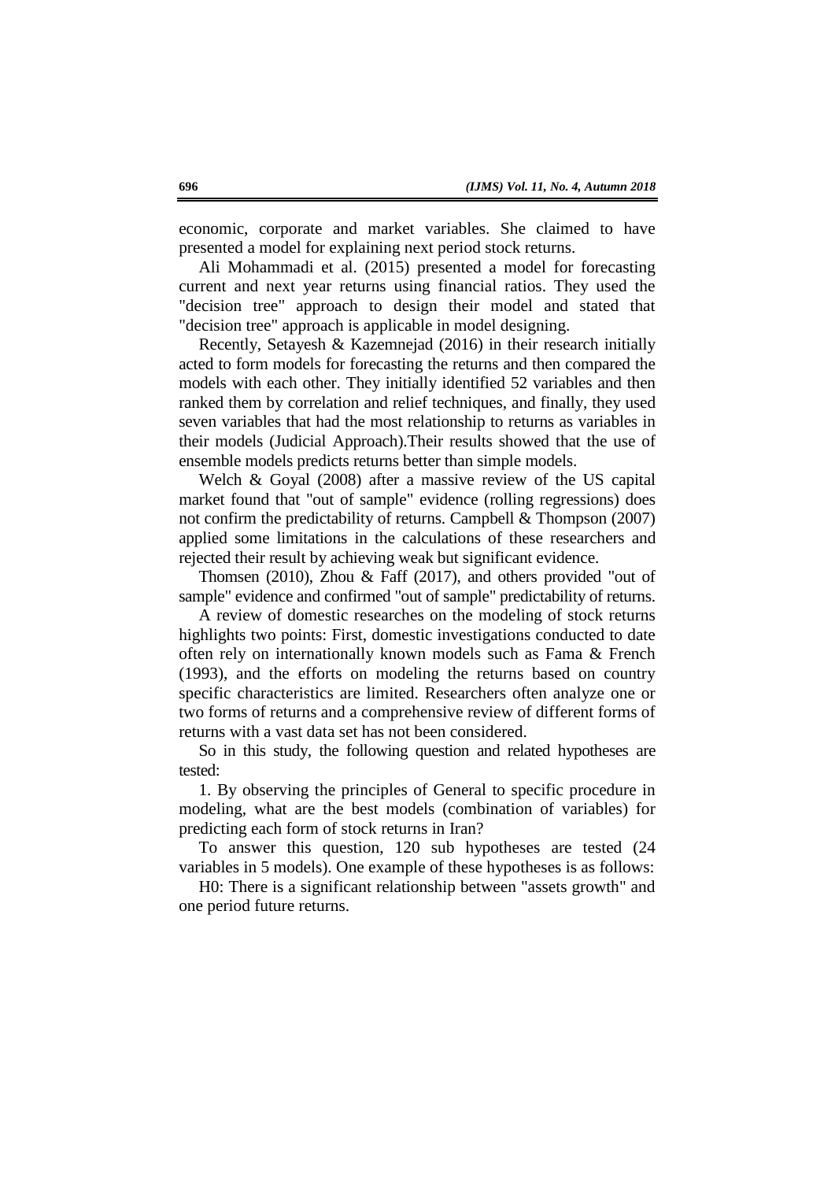economic, corporate and market variables. She claimed to have presented a model for explaining next period stock returns.

Ali Mohammadi et al. (2015) presented a model for forecasting current and next year returns using financial ratios. They used the "decision tree" approach to design their model and stated that "decision tree" approach is applicable in model designing.

Recently, Setayesh & Kazemnejad (2016) in their research initially acted to form models for forecasting the returns and then compared the models with each other. They initially identified 52 variables and then ranked them by correlation and relief techniques, and finally, they used seven variables that had the most relationship to returns as variables in their models (Judicial Approach).Their results showed that the use of ensemble models predicts returns better than simple models.

Welch & Goyal (2008) after a massive review of the US capital market found that "out of sample" evidence (rolling regressions) does not confirm the predictability of returns. Campbell & Thompson (2007) applied some limitations in the calculations of these researchers and rejected their result by achieving weak but significant evidence.

Thomsen (2010), Zhou & Faff (2017), and others provided "out of sample" evidence and confirmed "out of sample" predictability of returns.

A review of domestic researches on the modeling of stock returns highlights two points: First, domestic investigations conducted to date often rely on internationally known models such as Fama & French (1993), and the efforts on modeling the returns based on country specific characteristics are limited. Researchers often analyze one or two forms of returns and a comprehensive review of different forms of returns with a vast data set has not been considered.

So in this study, the following question and related hypotheses are tested:

1. By observing the principles of General to specific procedure in modeling, what are the best models (combination of variables) for predicting each form of stock returns in Iran?

To answer this question, 120 sub hypotheses are tested (24 variables in 5 models). One example of these hypotheses is as follows:

H0: There is a significant relationship between "assets growth" and one period future returns.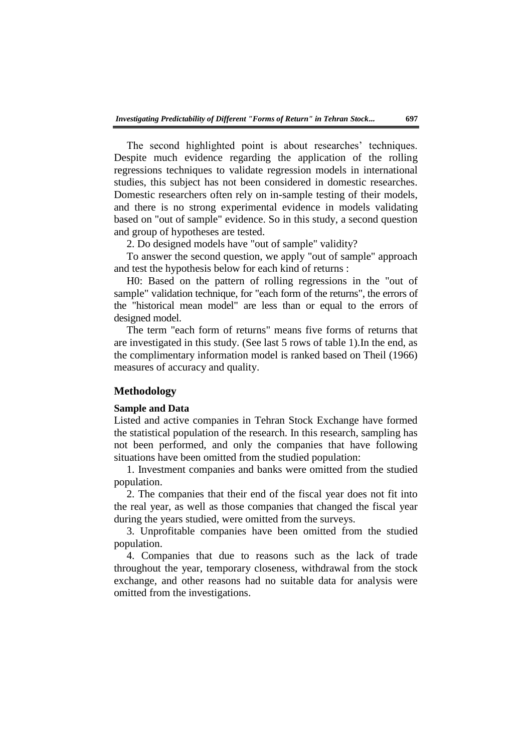The second highlighted point is about researches' techniques. Despite much evidence regarding the application of the rolling regressions techniques to validate regression models in international studies, this subject has not been considered in domestic researches. Domestic researchers often rely on in-sample testing of their models, and there is no strong experimental evidence in models validating based on "out of sample" evidence. So in this study, a second question and group of hypotheses are tested.

2. Do designed models have "out of sample" validity?

To answer the second question, we apply "out of sample" approach and test the hypothesis below for each kind of returns :

H0: Based on the pattern of rolling regressions in the "out of sample" validation technique, for "each form of the returns", the errors of the "historical mean model" are less than or equal to the errors of designed model.

The term "each form of returns" means five forms of returns that are investigated in this study. (See last 5 rows of table 1).In the end, as the complimentary information model is ranked based on Theil (1966) measures of accuracy and quality.

## Methodology

### Sample and Data

Listed and active companies in Tehran Stock Exchange have formed the statistical population of the research. In this research, sampling has not been performed, and only the companies that have following situations have been omitted from the studied population:

1. Investment companies and banks were omitted from the studied population.

2. The companies that their end of the fiscal year does not fit into the real year, as well as those companies that changed the fiscal year during the years studied, were omitted from the surveys.

3. Unprofitable companies have been omitted from the studied population.

4. Companies that due to reasons such as the lack of trade throughout the year, temporary closeness, withdrawal from the stock exchange, and other reasons had no suitable data for analysis were omitted from the investigations.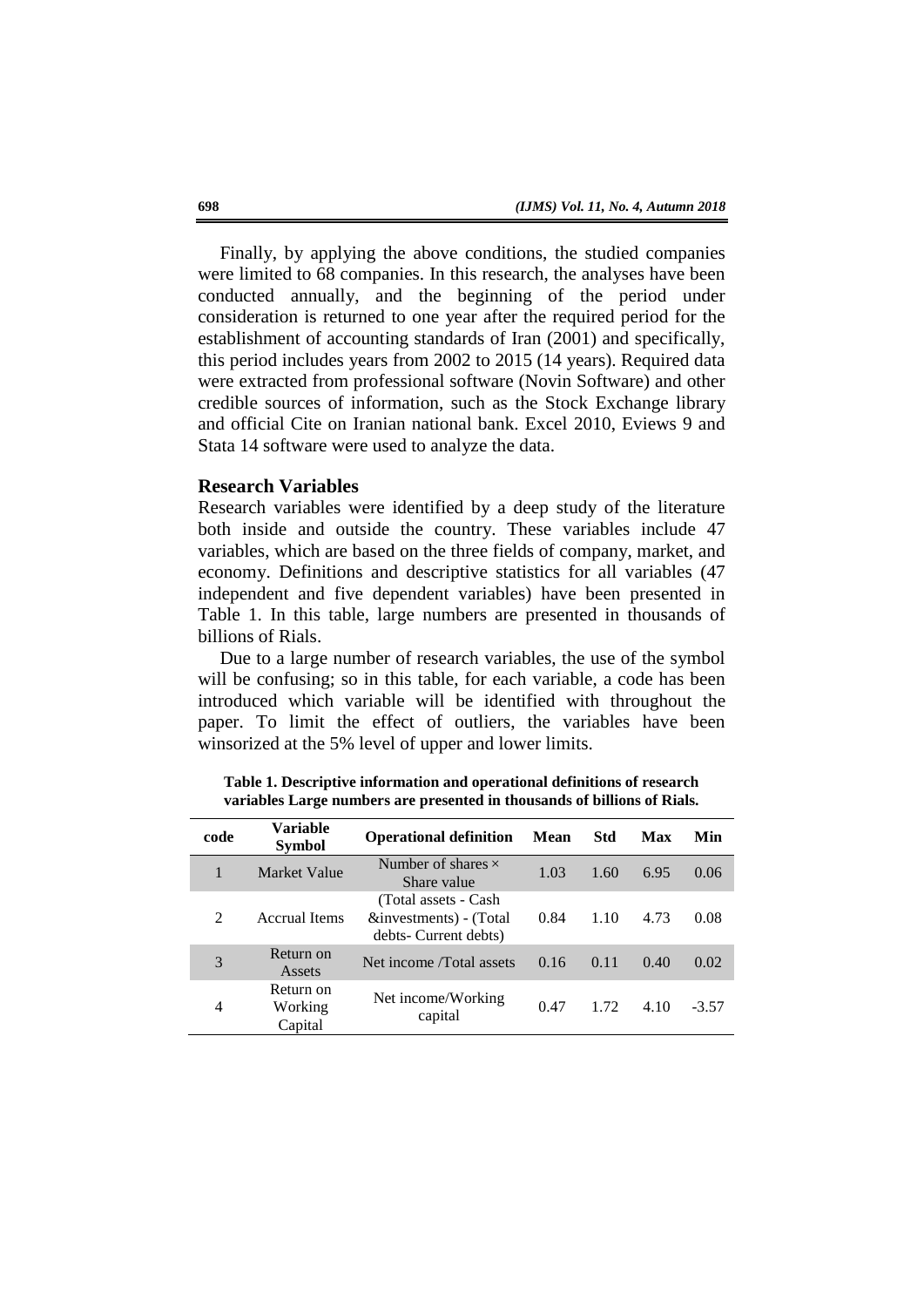Finally, by applying the above conditions, the studied companies were limited to 68 companies. In this research, the analyses have been conducted annually, and the beginning of the period under consideration is returned to one year after the required period for the establishment of accounting standards of Iran (2001) and specifically, this period includes years from 2002 to 2015 (14 years). Required data were extracted from professional software (Novin Software) and other credible sources of information, such as the Stock Exchange library and official Cite on Iranian national bank. Excel 2010, Eviews 9 and Stata 14 software were used to analyze the data.

## Research Variables

Research variables were identified by a deep study of the literature both inside and outside the country. These variables include 47 variables, which are based on the three fields of company, market, and economy. Definitions and descriptive statistics for all variables (47 independent and five dependent variables) have been presented in Table 1. In this table, large numbers are presented in thousands of billions of Rials.

Due to a large number of research variables, the use of the symbol will be confusing; so in this table, for each variable, a code has been introduced which variable will be identified with throughout the paper. To limit the effect of outliers, the variables have been winsorized at the 5% level of upper and lower limits.

**Table 1. Descriptive information and operational definitions of research variables Large numbers are presented in thousands of billions of Rials.**

| code | Variable Symbol | Operational definition | Mean | Std | Max | Min |
|---|---|---|---|---|---|---|
| 1 | Market Value | Number of shares × Share value | 1.03 | 1.60 | 6.95 | 0.06 |
| 2 | Accrual Items | (Total assets - Cash &investments) - (Total debts- Current debts) | 0.84 | 1.10 | 4.73 | 0.08 |
| 3 | Return on Assets | Net income /Total assets | 0.16 | 0.11 | 0.40 | 0.02 |
| 4 | Return on Working Capital | Net income/Working capital | 0.47 | 1.72 | 4.10 | -3.57 |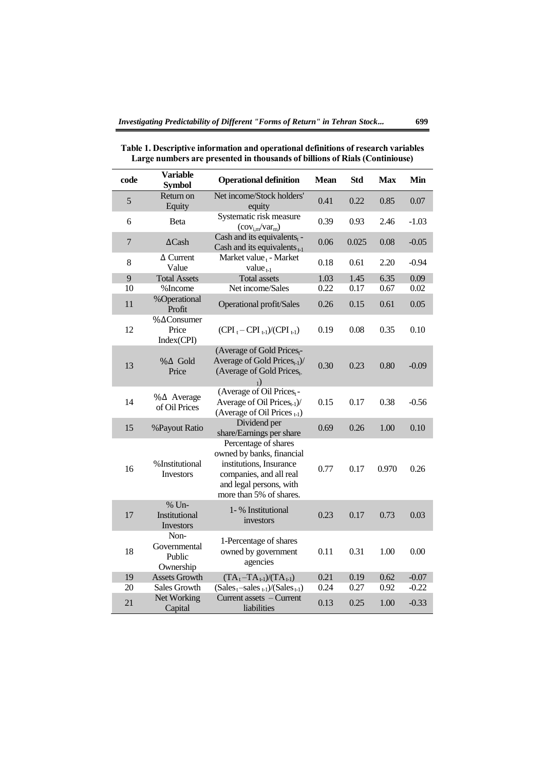**Table 1. Descriptive information and operational definitions of research variables Large numbers are presented in thousands of billions of Rials (Continiouse)**

| code | Variable Symbol | Operational definition | Mean | Std | Max | Min |
|---|---|---|---|---|---|---|
| 5 | Return on Equity | Net income/Stock holders' equity | 0.41 | 0.22 | 0.85 | 0.07 |
| 6 | Beta | Systematic risk measure ($cov_{i,m}/var_m$) | 0.39 | 0.93 | 2.46 | -1.03 |
| 7 | ΔCash | Cash and its equivalents$_t$ - Cash and its equivalents$_{t-1}$ | 0.06 | 0.025 | 0.08 | -0.05 |
| 8 | Δ Current Value | Market value$_t$ - Market value$_{t-1}$ | 0.18 | 0.61 | 2.20 | -0.94 |
| 9 | Total Assets | Total assets | 1.03 | 1.45 | 6.35 | 0.09 |
| 10 | %Income | Net income/Sales | 0.22 | 0.17 | 0.67 | 0.02 |
| 11 | %Operational Profit | Operational profit/Sales | 0.26 | 0.15 | 0.61 | 0.05 |
| 12 | %ΔConsumer Price Index(CPI) | $(CPI_t - CPI_{t-1})/(CPI_{t-1})$ | 0.19 | 0.08 | 0.35 | 0.10 |
| 13 | %Δ Gold Price | (Average of Gold Prices$_t$- Average of Gold Prices$_{t-1}$)/ (Average of Gold Prices$_{t-1}$) | 0.30 | 0.23 | 0.80 | -0.09 |
| 14 | %Δ Average of Oil Prices | (Average of Oil Prices$_t$ - Average of Oil Prices$_{t-1}$)/ (Average of Oil Prices $_{t-1}$) | 0.15 | 0.17 | 0.38 | -0.56 |
| 15 | %Payout Ratio | Dividend per share/Earnings per share | 0.69 | 0.26 | 1.00 | 0.10 |
| 16 | %Institutional Investors | Percentage of shares owned by banks, financial institutions, Insurance companies, and all real and legal persons, with more than 5% of shares. | 0.77 | 0.17 | 0.970 | 0.26 |
| 17 | % Un-Institutional Investors | 1- % Institutional investors | 0.23 | 0.17 | 0.73 | 0.03 |
| 18 | Non-Governmental Public Ownership | 1-Percentage of shares owned by government agencies | 0.11 | 0.31 | 1.00 | 0.00 |
| 19 | Assets Growth | $(TA_t - TA_{t-1})/(TA_{t-1})$ | 0.21 | 0.19 | 0.62 | -0.07 |
| 20 | Sales Growth | $(Sales_t - sales_{t-1})/(Sales_{t-1})$ | 0.24 | 0.27 | 0.92 | -0.22 |
| 21 | Net Working Capital | Current assets – Current liabilities | 0.13 | 0.25 | 1.00 | -0.33 |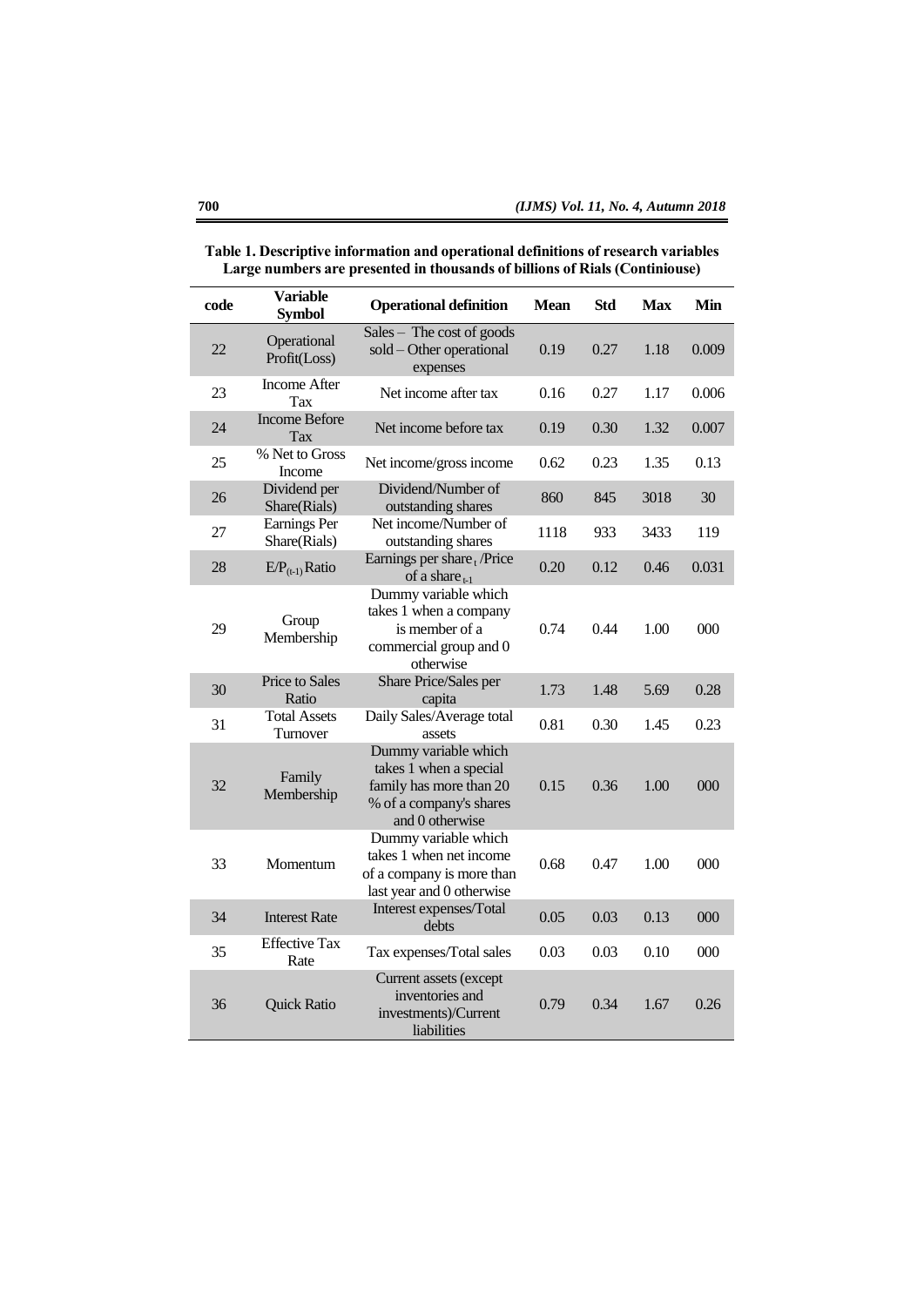**Table 1. Descriptive information and operational definitions of research variables Large numbers are presented in thousands of billions of Rials (Continiouse)**

| code | Variable Symbol | Operational definition | Mean | Std | Max | Min |
|---|---|---|---|---|---|---|
| 22 | Operational Profit(Loss) | Sales – The cost of goods sold – Other operational expenses | 0.19 | 0.27 | 1.18 | 0.009 |
| 23 | Income After Tax | Net income after tax | 0.16 | 0.27 | 1.17 | 0.006 |
| 24 | Income Before Tax | Net income before tax | 0.19 | 0.30 | 1.32 | 0.007 |
| 25 | % Net to Gross Income | Net income/gross income | 0.62 | 0.23 | 1.35 | 0.13 |
| 26 | Dividend per Share(Rials) | Dividend/Number of outstanding shares | 860 | 845 | 3018 | 30 |
| 27 | Earnings Per Share(Rials) | Net income/Number of outstanding shares | 1118 | 933 | 3433 | 119 |
| 28 | $E/P_{(t-1)}$ Ratio | Earnings per share$_t$ /Price of a share$_{t-1}$ | 0.20 | 0.12 | 0.46 | 0.031 |
| 29 | Group Membership | Dummy variable which takes 1 when a company is member of a commercial group and 0 otherwise | 0.74 | 0.44 | 1.00 | 000 |
| 30 | Price to Sales Ratio | Share Price/Sales per capita | 1.73 | 1.48 | 5.69 | 0.28 |
| 31 | Total Assets Turnover | Daily Sales/Average total assets | 0.81 | 0.30 | 1.45 | 0.23 |
| 32 | Family Membership | Dummy variable which takes 1 when a special family has more than 20 % of a company's shares and 0 otherwise | 0.15 | 0.36 | 1.00 | 000 |
| 33 | Momentum | Dummy variable which takes 1 when net income of a company is more than last year and 0 otherwise | 0.68 | 0.47 | 1.00 | 000 |
| 34 | Interest Rate | Interest expenses/Total debts | 0.05 | 0.03 | 0.13 | 000 |
| 35 | Effective Tax Rate | Tax expenses/Total sales | 0.03 | 0.03 | 0.10 | 000 |
| 36 | Quick Ratio | Current assets (except inventories and investments)/Current liabilities | 0.79 | 0.34 | 1.67 | 0.26 |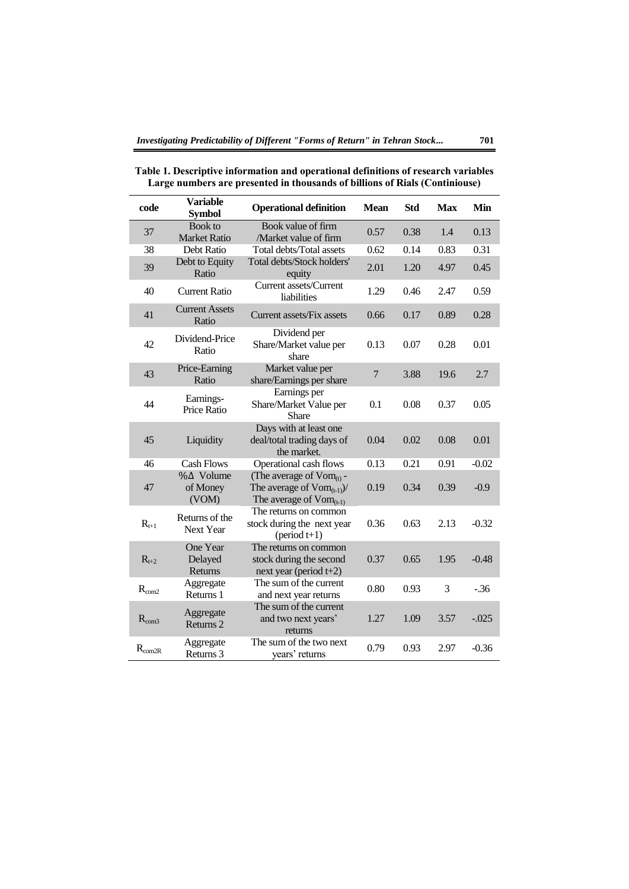**Table 1. Descriptive information and operational definitions of research variables Large numbers are presented in thousands of billions of Rials (Continiouse)**

| code | Variable Symbol | Operational definition | Mean | Std | Max | Min |
|---|---|---|---|---|---|---|
| 37 | Book to Market Ratio | Book value of firm /Market value of firm | 0.57 | 0.38 | 1.4 | 0.13 |
| 38 | Debt Ratio | Total debts/Total assets | 0.62 | 0.14 | 0.83 | 0.31 |
| 39 | Debt to Equity Ratio | Total debts/Stock holders' equity | 2.01 | 1.20 | 4.97 | 0.45 |
| 40 | Current Ratio | Current assets/Current liabilities | 1.29 | 0.46 | 2.47 | 0.59 |
| 41 | Current Assets Ratio | Current assets/Fix assets | 0.66 | 0.17 | 0.89 | 0.28 |
| 42 | Dividend-Price Ratio | Dividend per Share/Market value per share | 0.13 | 0.07 | 0.28 | 0.01 |
| 43 | Price-Earning Ratio | Market value per share/Earnings per share | 7 | 3.88 | 19.6 | 2.7 |
| 44 | Earnings-Price Ratio | Earnings per Share/Market Value per Share | 0.1 | 0.08 | 0.37 | 0.05 |
| 45 | Liquidity | Days with at least one deal/total trading days of the market. | 0.04 | 0.02 | 0.08 | 0.01 |
| 46 | Cash Flows | Operational cash flows | 0.13 | 0.21 | 0.91 | -0.02 |
| 47 | %Δ Volume of Money (VOM) | (The average of $Vom_{(t)}$ - The average of $Vom_{(t-1)}$)/ The average of $Vom_{(t-1)}$ | 0.19 | 0.34 | 0.39 | -0.9 |
| $R_{t+1}$ | Returns of the Next Year | The returns on common stock during the next year (period t+1) | 0.36 | 0.63 | 2.13 | -0.32 |
| $R_{t+2}$ | One Year Delayed Returns | The returns on common stock during the second next year (period t+2) | 0.37 | 0.65 | 1.95 | -0.48 |
| $R_{com2}$ | Aggregate Returns 1 | The sum of the current and next year returns | 0.80 | 0.93 | 3 | -.36 |
| $R_{com3}$ | Aggregate Returns 2 | The sum of the current and two next years' returns | 1.27 | 1.09 | 3.57 | -.025 |
| $R_{com2R}$ | Aggregate Returns 3 | The sum of the two next years' returns | 0.79 | 0.93 | 2.97 | -0.36 |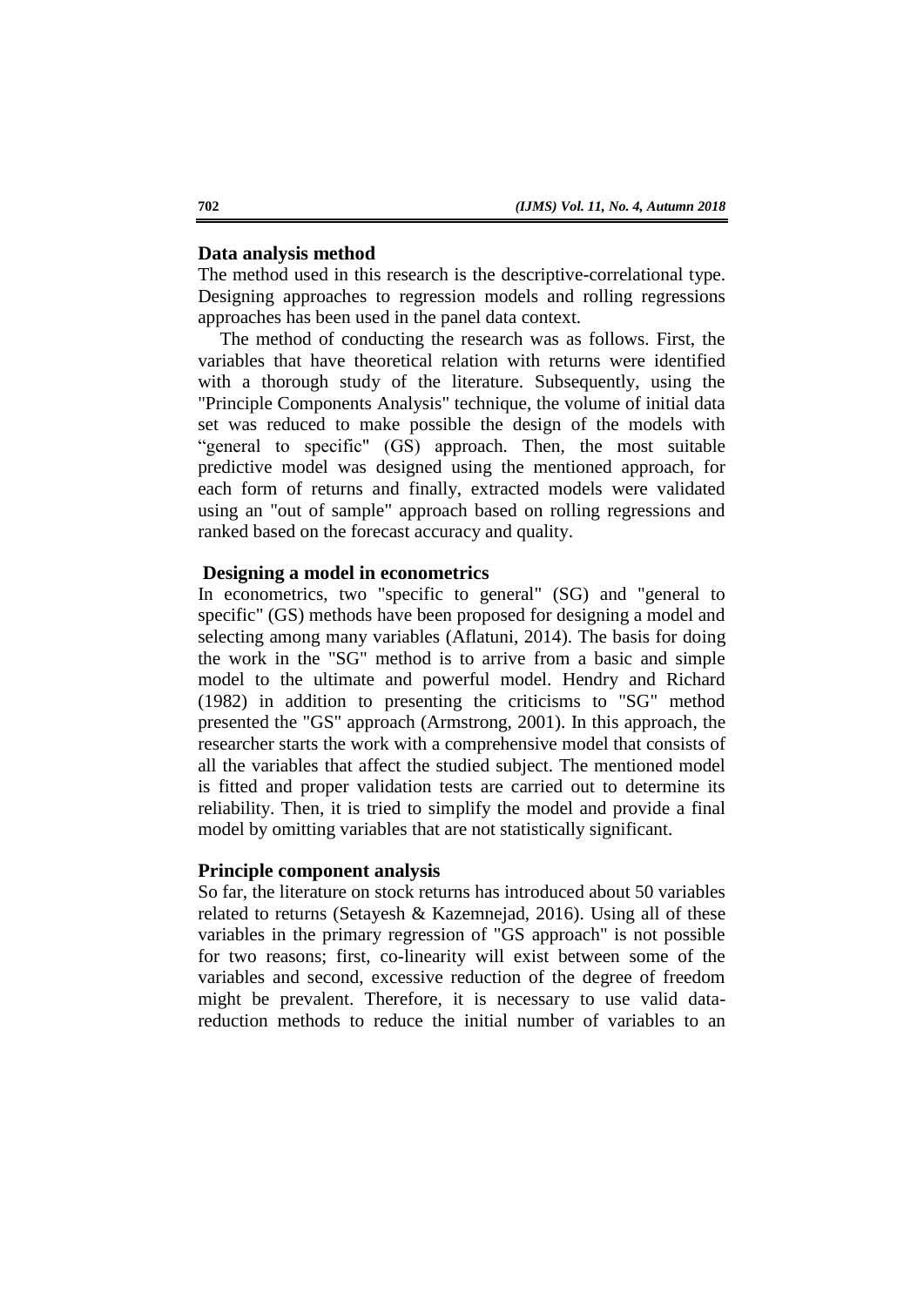## Data analysis method

The method used in this research is the descriptive-correlational type. Designing approaches to regression models and rolling regressions approaches has been used in the panel data context.

The method of conducting the research was as follows. First, the variables that have theoretical relation with returns were identified with a thorough study of the literature. Subsequently, using the "Principle Components Analysis" technique, the volume of initial data set was reduced to make possible the design of the models with "general to specific" (GS) approach. Then, the most suitable predictive model was designed using the mentioned approach, for each form of returns and finally, extracted models were validated using an "out of sample" approach based on rolling regressions and ranked based on the forecast accuracy and quality.

## Designing a model in econometrics

In econometrics, two "specific to general" (SG) and "general to specific" (GS) methods have been proposed for designing a model and selecting among many variables (Aflatuni, 2014). The basis for doing the work in the "SG" method is to arrive from a basic and simple model to the ultimate and powerful model. Hendry and Richard (1982) in addition to presenting the criticisms to "SG" method presented the "GS" approach (Armstrong, 2001). In this approach, the researcher starts the work with a comprehensive model that consists of all the variables that affect the studied subject. The mentioned model is fitted and proper validation tests are carried out to determine its reliability. Then, it is tried to simplify the model and provide a final model by omitting variables that are not statistically significant.

## Principle component analysis

So far, the literature on stock returns has introduced about 50 variables related to returns (Setayesh & Kazemnejad, 2016). Using all of these variables in the primary regression of "GS approach" is not possible for two reasons; first, co-linearity will exist between some of the variables and second, excessive reduction of the degree of freedom might be prevalent. Therefore, it is necessary to use valid data-reduction methods to reduce the initial number of variables to an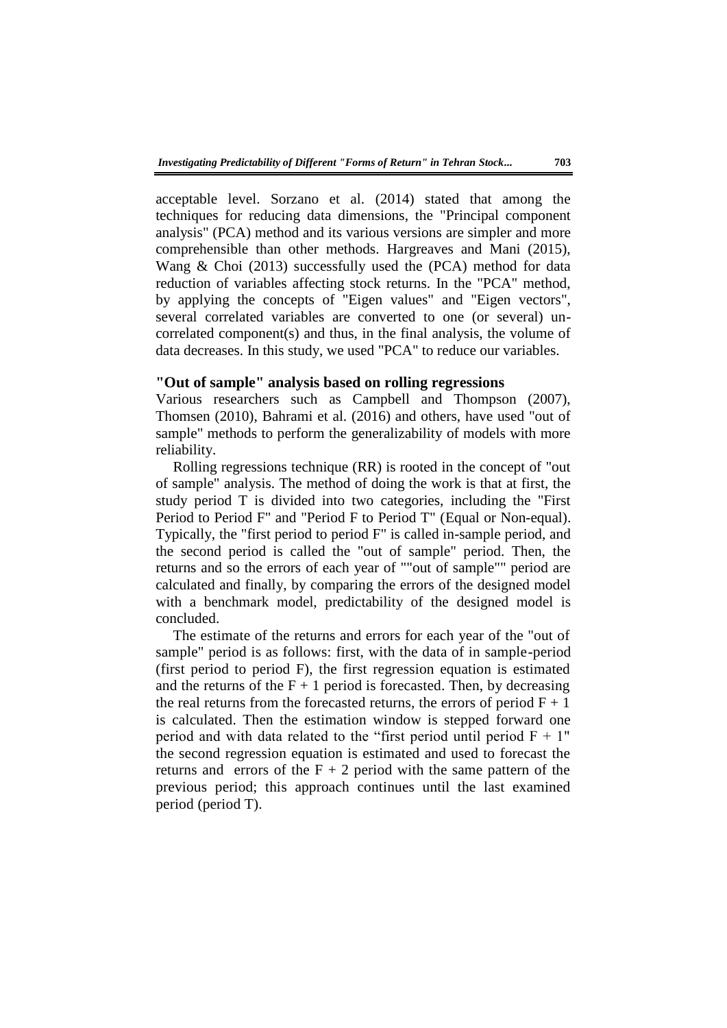acceptable level. Sorzano et al. (2014) stated that among the techniques for reducing data dimensions, the "Principal component analysis" (PCA) method and its various versions are simpler and more comprehensible than other methods. Hargreaves and Mani (2015), Wang & Choi (2013) successfully used the (PCA) method for data reduction of variables affecting stock returns. In the "PCA" method, by applying the concepts of "Eigen values" and "Eigen vectors", several correlated variables are converted to one (or several) un-correlated component(s) and thus, in the final analysis, the volume of data decreases. In this study, we used "PCA" to reduce our variables.

### "Out of sample" analysis based on rolling regressions

Various researchers such as Campbell and Thompson (2007), Thomsen (2010), Bahrami et al. (2016) and others, have used "out of sample" methods to perform the generalizability of models with more reliability.

Rolling regressions technique (RR) is rooted in the concept of "out of sample" analysis. The method of doing the work is that at first, the study period T is divided into two categories, including the "First Period to Period F" and "Period F to Period T" (Equal or Non-equal). Typically, the "first period to period F" is called in-sample period, and the second period is called the "out of sample" period. Then, the returns and so the errors of each year of ""out of sample"" period are calculated and finally, by comparing the errors of the designed model with a benchmark model, predictability of the designed model is concluded.

The estimate of the returns and errors for each year of the "out of sample" period is as follows: first, with the data of in sample-period (first period to period F), the first regression equation is estimated and the returns of the $F + 1$ period is forecasted. Then, by decreasing the real returns from the forecasted returns, the errors of period $F + 1$ is calculated. Then the estimation window is stepped forward one period and with data related to the "first period until period $F + 1$" the second regression equation is estimated and used to forecast the returns and errors of the $F + 2$ period with the same pattern of the previous period; this approach continues until the last examined period (period T).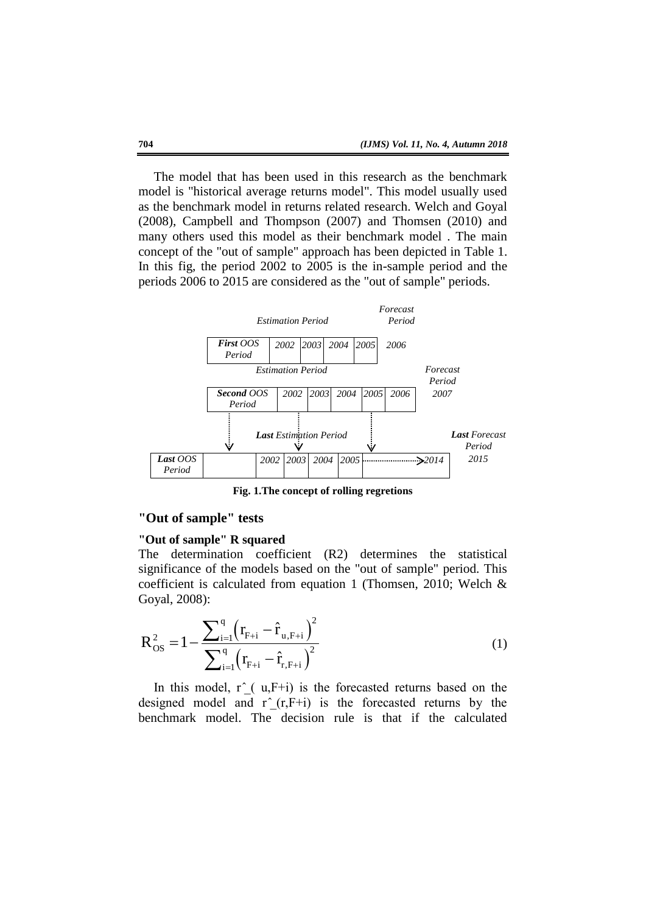The model that has been used in this research as the benchmark model is "historical average returns model". This model usually used as the benchmark model in returns related research. Welch and Goyal (2008), Campbell and Thompson (2007) and Thomsen (2010) and many others used this model as their benchmark model . The main concept of the "out of sample" approach has been depicted in Table 1. In this fig, the period 2002 to 2005 is the in-sample period and the periods 2006 to 2015 are considered as the "out of sample" periods.

| | *Estimation Period* | | | | *Forecast Period* |
|---|---|---|---|---|---|
| ***First** OOS Period* | *2002* | *2003* | *2004* | *2005* | *2006* |

| | *Estimation Period* | | | | | *Forecast Period* |
|---|---|---|---|---|---|---|
| ***Second** OOS Period* | *2002* | *2003* | *2004* | *2005* | *2006* | *2007* |

| | | ***Last** Estimation Period* | | | | | ***Last** Forecast Period* |
|---|---|---|---|---|---|---|---|
| ***Last** OOS Period* | | *2002* | *2003* | *2004* | *2005* | ........> *2014* | *2015* |

**Fig. 1.The concept of rolling regretions**

## "Out of sample" tests

### "Out of sample" R squared

The determination coefficient (R2) determines the statistical significance of the models based on the "out of sample" period. This coefficient is calculated from equation 1 (Thomsen, 2010; Welch & Goyal, 2008):

$$R_{OS}^2 = 1 - \frac{\sum_{i=1}^{q} \left( r_{F+i} - \hat{r}_{u,F+i} \right)^2}{\sum_{i=1}^{q} \left( r_{F+i} - \hat{r}_{r,F+i} \right)^2} \tag{1}$$

In this model, r ̂_( u,F+i) is the forecasted returns based on the designed model and r ̂_(r,F+i) is the forecasted returns by the benchmark model. The decision rule is that if the calculated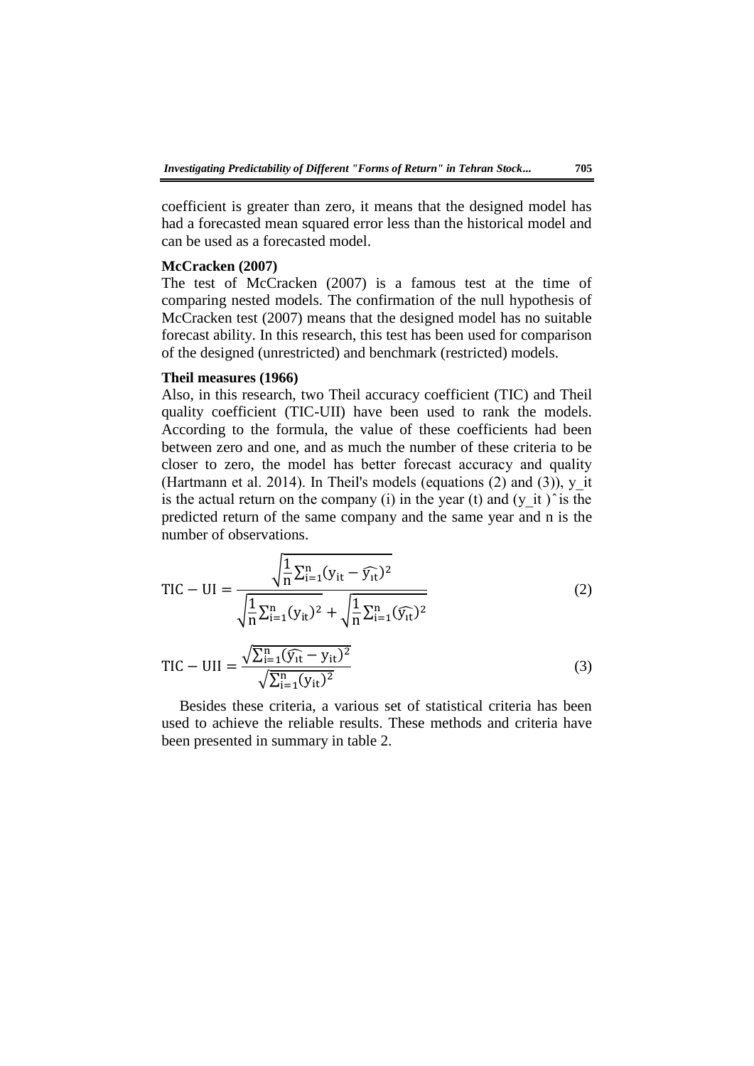coefficient is greater than zero, it means that the designed model has had a forecasted mean squared error less than the historical model and can be used as a forecasted model.

**McCracken (2007)**

The test of McCracken (2007) is a famous test at the time of comparing nested models. The confirmation of the null hypothesis of McCracken test (2007) means that the designed model has no suitable forecast ability. In this research, this test has been used for comparison of the designed (unrestricted) and benchmark (restricted) models.

**Theil measures (1966)**

Also, in this research, two Theil accuracy coefficient (TIC) and Theil quality coefficient (TIC-UII) have been used to rank the models. According to the formula, the value of these coefficients had been between zero and one, and as much the number of these criteria to be closer to zero, the model has better forecast accuracy and quality (Hartmann et al. 2014). In Theil's models (equations (2) and (3)), y_it is the actual return on the company (i) in the year (t) and (y_it )̂ is the predicted return of the same company and the same year and n is the number of observations.

$$\mathrm{TIC-UI} = \frac{\sqrt{\frac{1}{n}\sum_{i=1}^{n}(y_{it}-\widehat{y_{it}})^2}}{\sqrt{\frac{1}{n}\sum_{i=1}^{n}(y_{it})^2}+\sqrt{\frac{1}{n}\sum_{i=1}^{n}(\widehat{y_{it}})^2}} \tag{2}$$

$$\mathrm{TIC-UII} = \frac{\sqrt{\sum_{i=1}^{n}(\widehat{y_{it}}-y_{it})^2}}{\sqrt{\sum_{i=1}^{n}(y_{it})^2}} \tag{3}$$

Besides these criteria, a various set of statistical criteria has been used to achieve the reliable results. These methods and criteria have been presented in summary in table 2.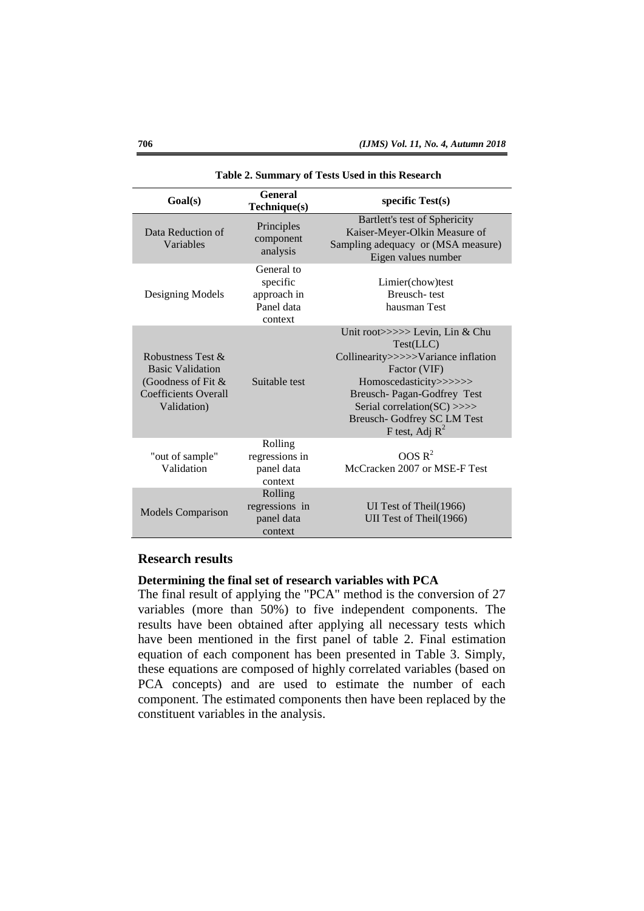**Table 2. Summary of Tests Used in this Research**

| Goal(s) | General Technique(s) | specific Test(s) |
|---|---|---|
| Data Reduction of Variables | Principles component analysis | Bartlett's test of Sphericity<br>Kaiser-Meyer-Olkin Measure of Sampling adequacy or (MSA measure)<br>Eigen values number |
| Designing Models | General to specific approach in Panel data context | Limier(chow)test<br>Breusch- test<br>hausman Test |
| Robustness Test & Basic Validation (Goodness of Fit & Coefficients Overall Validation) | Suitable test | Unit root>>>>> Levin, Lin & Chu Test(LLC)<br>Collinearity>>>>>Variance inflation Factor (VIF)<br>Homoscedasticity>>>>>> Breusch- Pagan-Godfrey Test<br>Serial correlation(SC) >>>> Breusch- Godfrey SC LM Test<br>F test, Adj $R^2$ |
| "out of sample" Validation | Rolling regressions in panel data context | OOS $R^2$<br>McCracken 2007 or MSE-F Test |
| Models Comparison | Rolling regressions in panel data context | UI Test of Theil(1966)<br>UII Test of Theil(1966) |

## Research results

### Determining the final set of research variables with PCA

The final result of applying the "PCA" method is the conversion of 27 variables (more than 50%) to five independent components. The results have been obtained after applying all necessary tests which have been mentioned in the first panel of table 2. Final estimation equation of each component has been presented in Table 3. Simply, these equations are composed of highly correlated variables (based on PCA concepts) and are used to estimate the number of each component. The estimated components then have been replaced by the constituent variables in the analysis.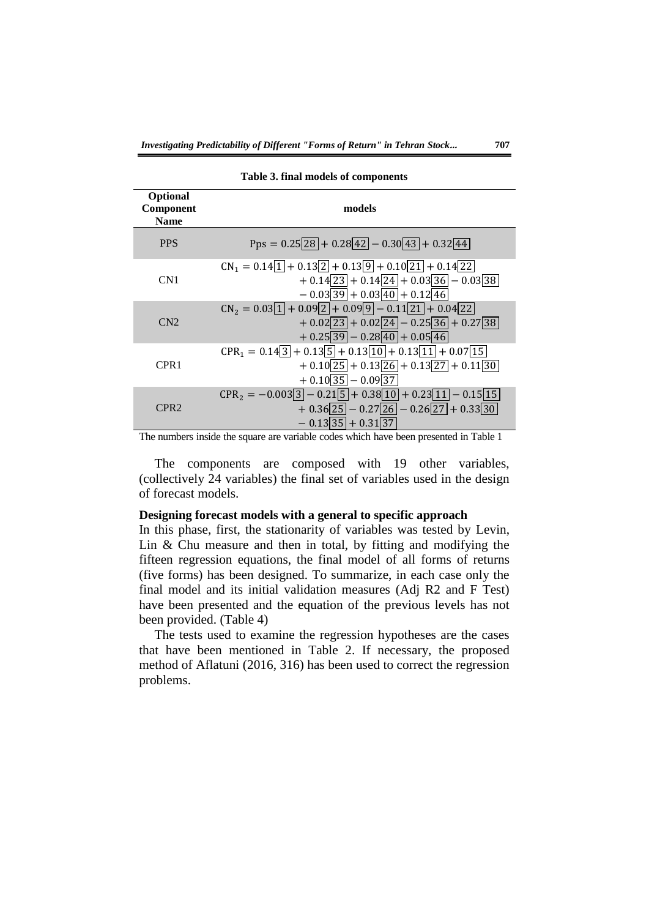**Table 3. final models of components**

| Optional Component Name | models |
|---|---|
| PPS | $\mathrm{Pps} = 0.25\boxed{28} + 0.28\boxed{42} - 0.30\boxed{43} + 0.32\boxed{44}$ |
| CN1 | $\mathrm{CN_1} = 0.14\boxed{1} + 0.13\boxed{2} + 0.13\boxed{9} + 0.10\boxed{21} + 0.14\boxed{22} + 0.14\boxed{23} + 0.14\boxed{24} + 0.03\boxed{36} - 0.03\boxed{38} - 0.03\boxed{39} + 0.03\boxed{40} + 0.12\boxed{46}$ |
| CN2 | $\mathrm{CN_2} = 0.03\boxed{1} + 0.09\boxed{2} + 0.09\boxed{9} - 0.11\boxed{21} + 0.04\boxed{22} + 0.02\boxed{23} + 0.02\boxed{24} - 0.25\boxed{36} + 0.27\boxed{38} + 0.25\boxed{39} - 0.28\boxed{40} + 0.05\boxed{46}$ |
| CPR1 | $\mathrm{CPR_1} = 0.14\boxed{3} + 0.13\boxed{5} + 0.13\boxed{10} + 0.13\boxed{11} + 0.07\boxed{15} + 0.10\boxed{25} + 0.13\boxed{26} + 0.13\boxed{27} + 0.11\boxed{30} + 0.10\boxed{35} - 0.09\boxed{37}$ |
| CPR2 | $\mathrm{CPR_2} = -0.003\boxed{3} - 0.21\boxed{5} + 0.38\boxed{10} + 0.23\boxed{11} - 0.15\boxed{15} + 0.36\boxed{25} - 0.27\boxed{26} - 0.26\boxed{27} + 0.33\boxed{30} - 0.13\boxed{35} + 0.31\boxed{37}$ |

The numbers inside the square are variable codes which have been presented in Table 1

The components are composed with 19 other variables, (collectively 24 variables) the final set of variables used in the design of forecast models.

**Designing forecast models with a general to specific approach**

In this phase, first, the stationarity of variables was tested by Levin, Lin & Chu measure and then in total, by fitting and modifying the fifteen regression equations, the final model of all forms of returns (five forms) has been designed. To summarize, in each case only the final model and its initial validation measures (Adj R2 and F Test) have been presented and the equation of the previous levels has not been provided. (Table 4)

The tests used to examine the regression hypotheses are the cases that have been mentioned in Table 2. If necessary, the proposed method of Aflatuni (2016, 316) has been used to correct the regression problems.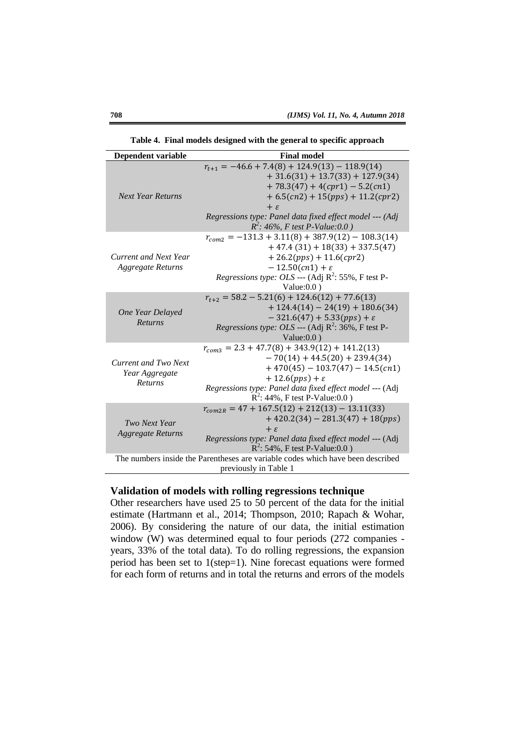**Table 4. Final models designed with the general to specific approach**

| Dependent variable | Final model |
|---|---|
| *Next Year Returns* | $r_{t+1} = -46.6 + 7.4(8) + 124.9(13) - 118.9(14) + 31.6(31) + 13.7(33) + 127.9(34) + 78.3(47) + 4(cpr1) - 5.2(cn1) + 6.5(cn2) + 15(pps) + 11.2(cpr2) + \varepsilon$ <br> *Regressions type: Panel data fixed effect model --- (Adj $R^2$: 46%, F test P-Value:0.0 )* |
| *Current and Next Year Aggregate Returns* | $r_{com2} = -131.3 + 3.11(8) + 387.9(12) - 108.3(14) + 47.4\,(31) + 18(33) + 337.5(47) + 26.2(pps) + 11.6(cpr2) - 12.50(cn1) + \varepsilon$ <br> *Regressions type: OLS* --- (Adj $R^2$: 55%, F test P-Value:0.0 ) |
| *One Year Delayed Returns* | $r_{t+2} = 58.2 - 5.21(6) + 124.6(12) + 77.6(13) + 124.4(14) - 24(19) + 180.6(34) - 321.6(47) + 5.33(pps) + \varepsilon$ <br> *Regressions type: OLS* --- (Adj $R^2$: 36%, F test P-Value:0.0 ) |
| *Current and Two Next Year Aggregate Returns* | $r_{com3} = 2.3 + 47.7(8) + 343.9(12) + 141.2(13) - 70(14) + 44.5(20) + 239.4(34) + 470(45) - 103.7(47) - 14.5(cn1) + 12.6(pps) + \varepsilon$ <br> *Regressions type: Panel data fixed effect model* --- (Adj $R^2$: 44%, F test P-Value:0.0 ) |
| *Two Next Year Aggregate Returns* | $r_{com2R} = 47 + 167.5(12) + 212(13) - 13.11(33) + 420.2(34) - 281.3(47) + 18(pps) + \varepsilon$ <br> *Regressions type: Panel data fixed effect model* --- (Adj $R^2$: 54%, F test P-Value:0.0 ) |

The numbers inside the Parentheses are variable codes which have been described previously in Table 1

## Validation of models with rolling regressions technique

Other researchers have used 25 to 50 percent of the data for the initial estimate (Hartmann et al., 2014; Thompson, 2010; Rapach & Wohar, 2006). By considering the nature of our data, the initial estimation window (W) was determined equal to four periods (272 companies - years, 33% of the total data). To do rolling regressions, the expansion period has been set to 1(step=1). Nine forecast equations were formed for each form of returns and in total the returns and errors of the models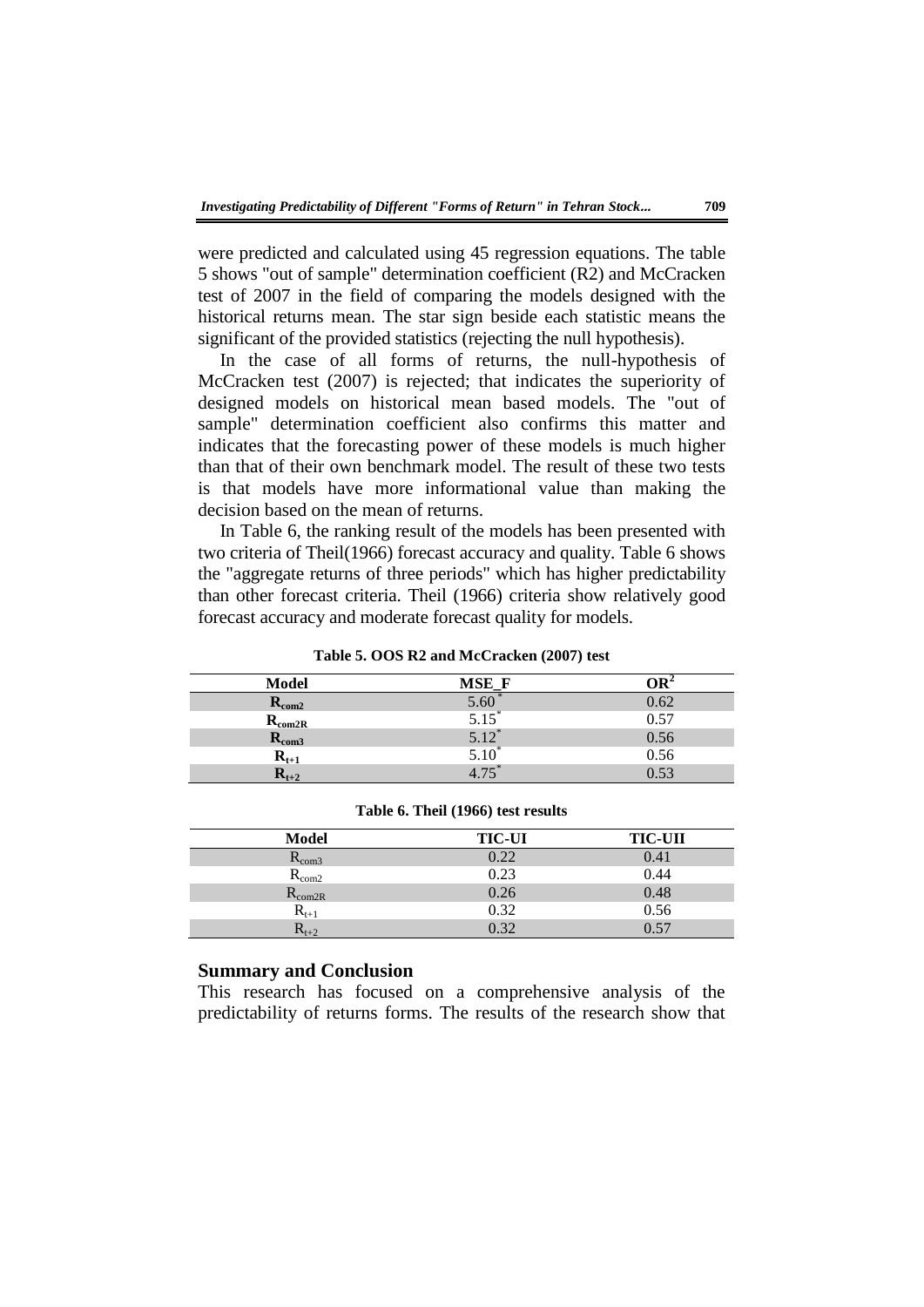were predicted and calculated using 45 regression equations. The table 5 shows "out of sample" determination coefficient (R2) and McCracken test of 2007 in the field of comparing the models designed with the historical returns mean. The star sign beside each statistic means the significant of the provided statistics (rejecting the null hypothesis).

In the case of all forms of returns, the null-hypothesis of McCracken test (2007) is rejected; that indicates the superiority of designed models on historical mean based models. The "out of sample" determination coefficient also confirms this matter and indicates that the forecasting power of these models is much higher than that of their own benchmark model. The result of these two tests is that models have more informational value than making the decision based on the mean of returns.

In Table 6, the ranking result of the models has been presented with two criteria of Theil(1966) forecast accuracy and quality. Table 6 shows the "aggregate returns of three periods" which has higher predictability than other forecast criteria. Theil (1966) criteria show relatively good forecast accuracy and moderate forecast quality for models.

**Table 5. OOS R2 and McCracken (2007) test**

| Model | MSE_F | $OR^2$ |
|---|---|---|
| $R_{com2}$ | 5.60* | 0.62 |
| $R_{com2R}$ | 5.15* | 0.57 |
| $R_{com3}$ | 5.12* | 0.56 |
| $R_{t+1}$ | 5.10* | 0.56 |
| $R_{t+2}$ | 4.75* | 0.53 |

**Table 6. Theil (1966) test results**

| Model | TIC-UI | TIC-UII |
|---|---|---|
| $R_{com3}$ | 0.22 | 0.41 |
| $R_{com2}$ | 0.23 | 0.44 |
| $R_{com2R}$ | 0.26 | 0.48 |
| $R_{t+1}$ | 0.32 | 0.56 |
| $R_{t+2}$ | 0.32 | 0.57 |

## Summary and Conclusion

This research has focused on a comprehensive analysis of the predictability of returns forms. The results of the research show that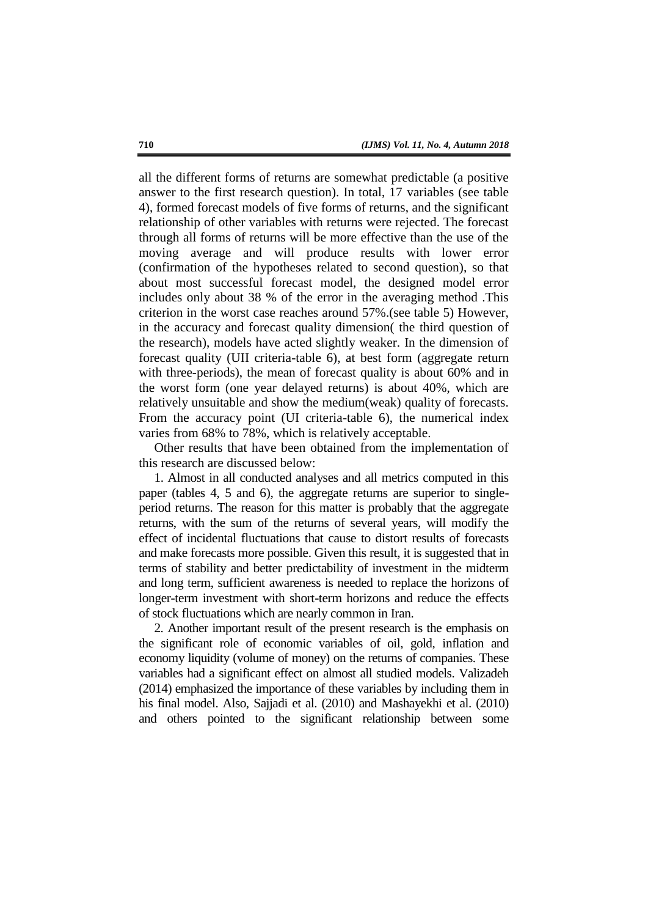all the different forms of returns are somewhat predictable (a positive answer to the first research question). In total, 17 variables (see table 4), formed forecast models of five forms of returns, and the significant relationship of other variables with returns were rejected. The forecast through all forms of returns will be more effective than the use of the moving average and will produce results with lower error (confirmation of the hypotheses related to second question), so that about most successful forecast model, the designed model error includes only about 38 % of the error in the averaging method .This criterion in the worst case reaches around 57%.(see table 5) However, in the accuracy and forecast quality dimension( the third question of the research), models have acted slightly weaker. In the dimension of forecast quality (UII criteria-table 6), at best form (aggregate return with three-periods), the mean of forecast quality is about 60% and in the worst form (one year delayed returns) is about 40%, which are relatively unsuitable and show the medium(weak) quality of forecasts. From the accuracy point (UI criteria-table 6), the numerical index varies from 68% to 78%, which is relatively acceptable.

Other results that have been obtained from the implementation of this research are discussed below:

1. Almost in all conducted analyses and all metrics computed in this paper (tables 4, 5 and 6), the aggregate returns are superior to single-period returns. The reason for this matter is probably that the aggregate returns, with the sum of the returns of several years, will modify the effect of incidental fluctuations that cause to distort results of forecasts and make forecasts more possible. Given this result, it is suggested that in terms of stability and better predictability of investment in the midterm and long term, sufficient awareness is needed to replace the horizons of longer-term investment with short-term horizons and reduce the effects of stock fluctuations which are nearly common in Iran.

2. Another important result of the present research is the emphasis on the significant role of economic variables of oil, gold, inflation and economy liquidity (volume of money) on the returns of companies. These variables had a significant effect on almost all studied models. Valizadeh (2014) emphasized the importance of these variables by including them in his final model. Also, Sajjadi et al. (2010) and Mashayekhi et al. (2010) and others pointed to the significant relationship between some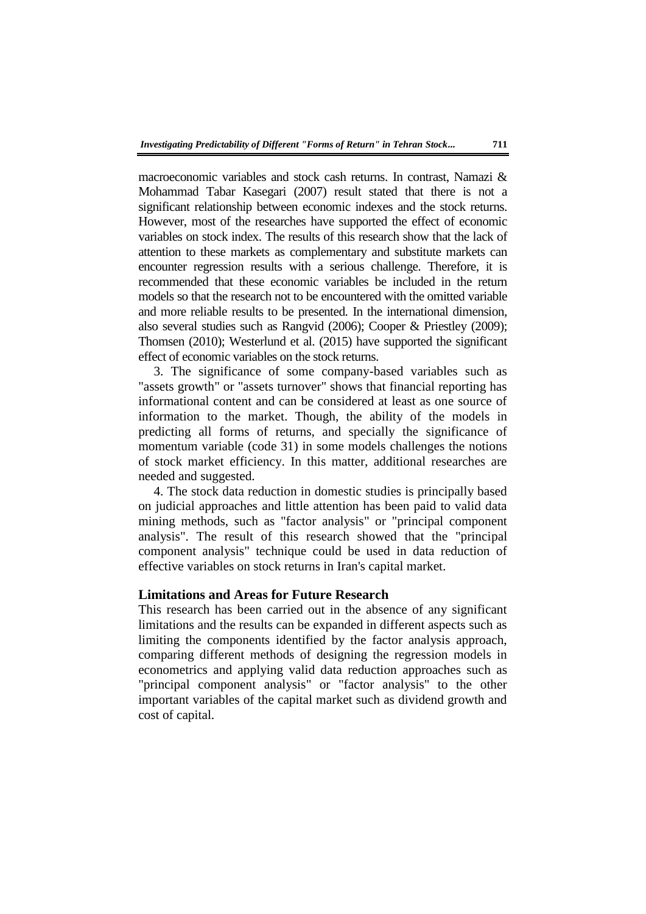macroeconomic variables and stock cash returns. In contrast, Namazi & Mohammad Tabar Kasegari (2007) result stated that there is not a significant relationship between economic indexes and the stock returns. However, most of the researches have supported the effect of economic variables on stock index. The results of this research show that the lack of attention to these markets as complementary and substitute markets can encounter regression results with a serious challenge. Therefore, it is recommended that these economic variables be included in the return models so that the research not to be encountered with the omitted variable and more reliable results to be presented. In the international dimension, also several studies such as Rangvid (2006); Cooper & Priestley (2009); Thomsen (2010); Westerlund et al. (2015) have supported the significant effect of economic variables on the stock returns.

3. The significance of some company-based variables such as "assets growth" or "assets turnover" shows that financial reporting has informational content and can be considered at least as one source of information to the market. Though, the ability of the models in predicting all forms of returns, and specially the significance of momentum variable (code 31) in some models challenges the notions of stock market efficiency. In this matter, additional researches are needed and suggested.

4. The stock data reduction in domestic studies is principally based on judicial approaches and little attention has been paid to valid data mining methods, such as "factor analysis" or "principal component analysis". The result of this research showed that the "principal component analysis" technique could be used in data reduction of effective variables on stock returns in Iran's capital market.

## Limitations and Areas for Future Research

This research has been carried out in the absence of any significant limitations and the results can be expanded in different aspects such as limiting the components identified by the factor analysis approach, comparing different methods of designing the regression models in econometrics and applying valid data reduction approaches such as "principal component analysis" or "factor analysis" to the other important variables of the capital market such as dividend growth and cost of capital.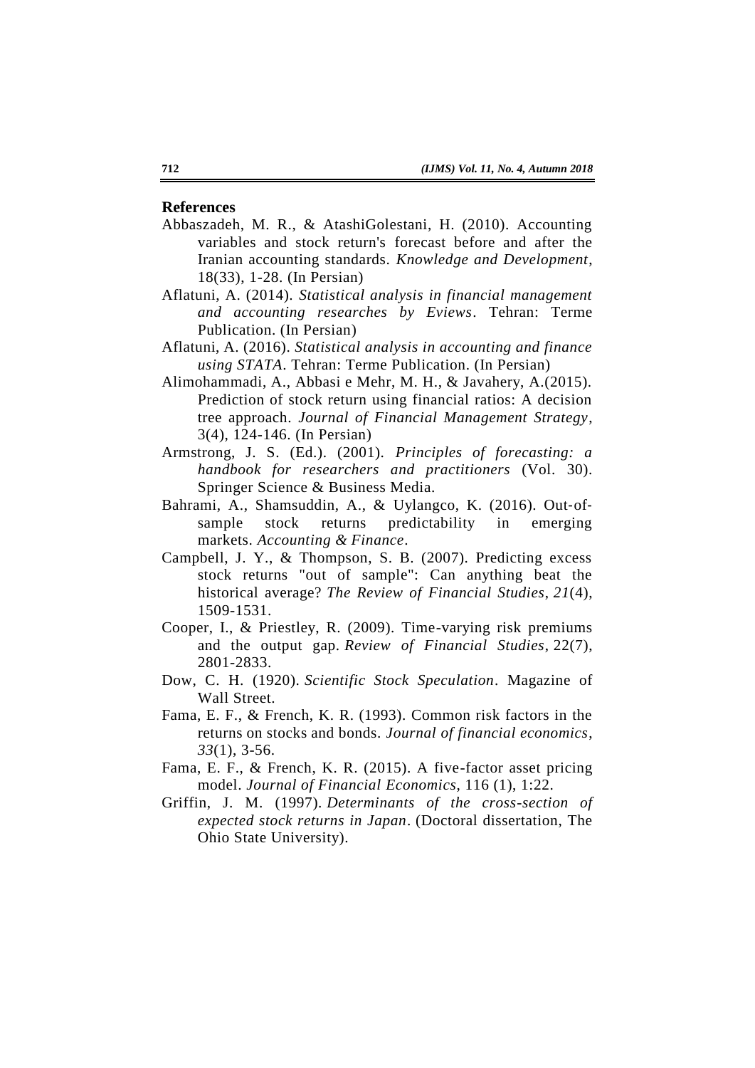## References

Abbaszadeh, M. R., & AtashiGolestani, H. (2010). Accounting variables and stock return's forecast before and after the Iranian accounting standards. *Knowledge and Development*, 18(33), 1-28. (In Persian)

Aflatuni, A. (2014). *Statistical analysis in financial management and accounting researches by Eviews*. Tehran: Terme Publication. (In Persian)

Aflatuni, A. (2016). *Statistical analysis in accounting and finance using STATA*. Tehran: Terme Publication. (In Persian)

Alimohammadi, A., Abbasi e Mehr, M. H., & Javahery, A.(2015). Prediction of stock return using financial ratios: A decision tree approach. *Journal of Financial Management Strategy*, 3(4), 124-146. (In Persian)

Armstrong, J. S. (Ed.). (2001). *Principles of forecasting: a handbook for researchers and practitioners* (Vol. 30). Springer Science & Business Media.

Bahrami, A., Shamsuddin, A., & Uylangco, K. (2016). Out-of-sample stock returns predictability in emerging markets. *Accounting & Finance*.

Campbell, J. Y., & Thompson, S. B. (2007). Predicting excess stock returns "out of sample": Can anything beat the historical average? *The Review of Financial Studies*, *21*(4), 1509-1531.

Cooper, I., & Priestley, R. (2009). Time-varying risk premiums and the output gap. *Review of Financial Studies*, 22(7), 2801-2833.

Dow, C. H. (1920). *Scientific Stock Speculation*. Magazine of Wall Street.

Fama, E. F., & French, K. R. (1993). Common risk factors in the returns on stocks and bonds. *Journal of financial economics*, *33*(1), 3-56.

Fama, E. F., & French, K. R. (2015). A five-factor asset pricing model. *Journal of Financial Economics*, 116 (1), 1:22.

Griffin, J. M. (1997). *Determinants of the cross-section of expected stock returns in Japan*. (Doctoral dissertation, The Ohio State University).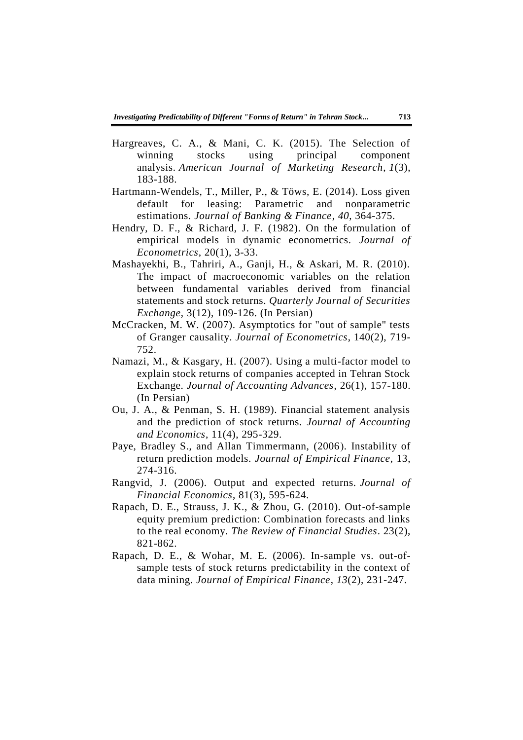Hargreaves, C. A., & Mani, C. K. (2015). The Selection of winning stocks using principal component analysis. *American Journal of Marketing Research*, *1*(3), 183-188.

Hartmann-Wendels, T., Miller, P., & Töws, E. (2014). Loss given default for leasing: Parametric and nonparametric estimations. *Journal of Banking & Finance*, *40*, 364-375.

Hendry, D. F., & Richard, J. F. (1982). On the formulation of empirical models in dynamic econometrics. *Journal of Econometrics*, 20(1), 3-33.

Mashayekhi, B., Tahriri, A., Ganji, H., & Askari, M. R. (2010). The impact of macroeconomic variables on the relation between fundamental variables derived from financial statements and stock returns. *Quarterly Journal of Securities Exchange*, 3(12), 109-126. (In Persian)

McCracken, M. W. (2007). Asymptotics for "out of sample" tests of Granger causality. *Journal of Econometrics*, 140(2), 719-752.

Namazi, M., & Kasgary, H. (2007). Using a multi-factor model to explain stock returns of companies accepted in Tehran Stock Exchange. *Journal of Accounting Advances*, 26(1), 157-180. (In Persian)

Ou, J. A., & Penman, S. H. (1989). Financial statement analysis and the prediction of stock returns. *Journal of Accounting and Economics*, 11(4), 295-329.

Paye, Bradley S., and Allan Timmermann, (2006). Instability of return prediction models. *Journal of Empirical Finance*, 13, 274-316.

Rangvid, J. (2006). Output and expected returns. *Journal of Financial Economics*, 81(3), 595-624.

Rapach, D. E., Strauss, J. K., & Zhou, G. (2010). Out-of-sample equity premium prediction: Combination forecasts and links to the real economy. *The Review of Financial Studies*. 23(2), 821-862.

Rapach, D. E., & Wohar, M. E. (2006). In-sample vs. out-of-sample tests of stock returns predictability in the context of data mining. *Journal of Empirical Finance*, *13*(2), 231-247.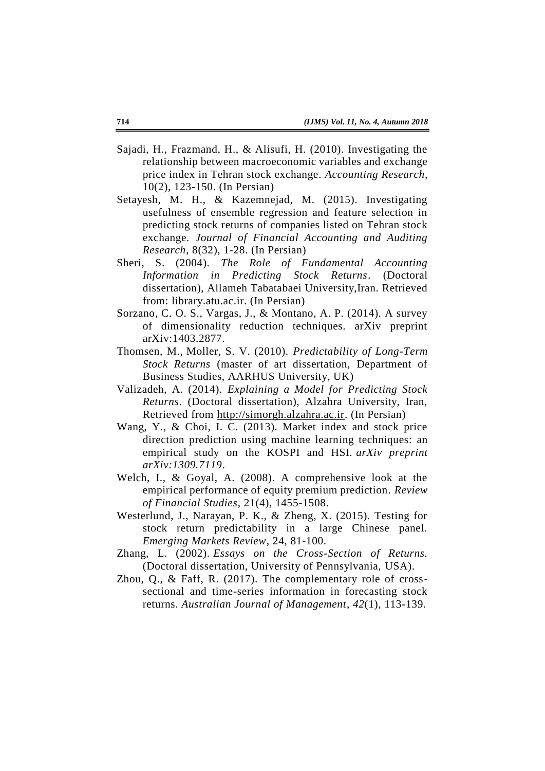Sajadi, H., Frazmand, H., & Alisufi, H. (2010). Investigating the relationship between macroeconomic variables and exchange price index in Tehran stock exchange. *Accounting Research*, 10(2), 123-150. (In Persian)

Setayesh, M. H., & Kazemnejad, M. (2015). Investigating usefulness of ensemble regression and feature selection in predicting stock returns of companies listed on Tehran stock exchange. *Journal of Financial Accounting and Auditing Research*, 8(32), 1-28. (In Persian)

Sheri, S. (2004). *The Role of Fundamental Accounting Information in Predicting Stock Returns*. (Doctoral dissertation), Allameh Tabatabaei University,Iran. Retrieved from: library.atu.ac.ir. (In Persian)

Sorzano, C. O. S., Vargas, J., & Montano, A. P. (2014). A survey of dimensionality reduction techniques. arXiv preprint arXiv:1403.2877.

Thomsen, M., Moller, S. V. (2010). *Predictability of Long-Term Stock Returns* (master of art dissertation, Department of Business Studies, AARHUS University, UK)

Valizadeh, A. (2014). *Explaining a Model for Predicting Stock Returns*. (Doctoral dissertation), Alzahra University, Iran, Retrieved from http://simorgh.alzahra.ac.ir. (In Persian)

Wang, Y., & Choi, I. C. (2013). Market index and stock price direction prediction using machine learning techniques: an empirical study on the KOSPI and HSI. *arXiv preprint arXiv:1309.7119*.

Welch, I., & Goyal, A. (2008). A comprehensive look at the empirical performance of equity premium prediction. *Review of Financial Studies*, 21(4), 1455-1508.

Westerlund, J., Narayan, P. K., & Zheng, X. (2015). Testing for stock return predictability in a large Chinese panel. *Emerging Markets Review*, 24, 81-100.

Zhang, L. (2002). *Essays on the Cross-Section of Returns*. (Doctoral dissertation, University of Pennsylvania, USA).

Zhou, Q., & Faff, R. (2017). The complementary role of cross-sectional and time-series information in forecasting stock returns. *Australian Journal of Management*, *42*(1), 113-139.